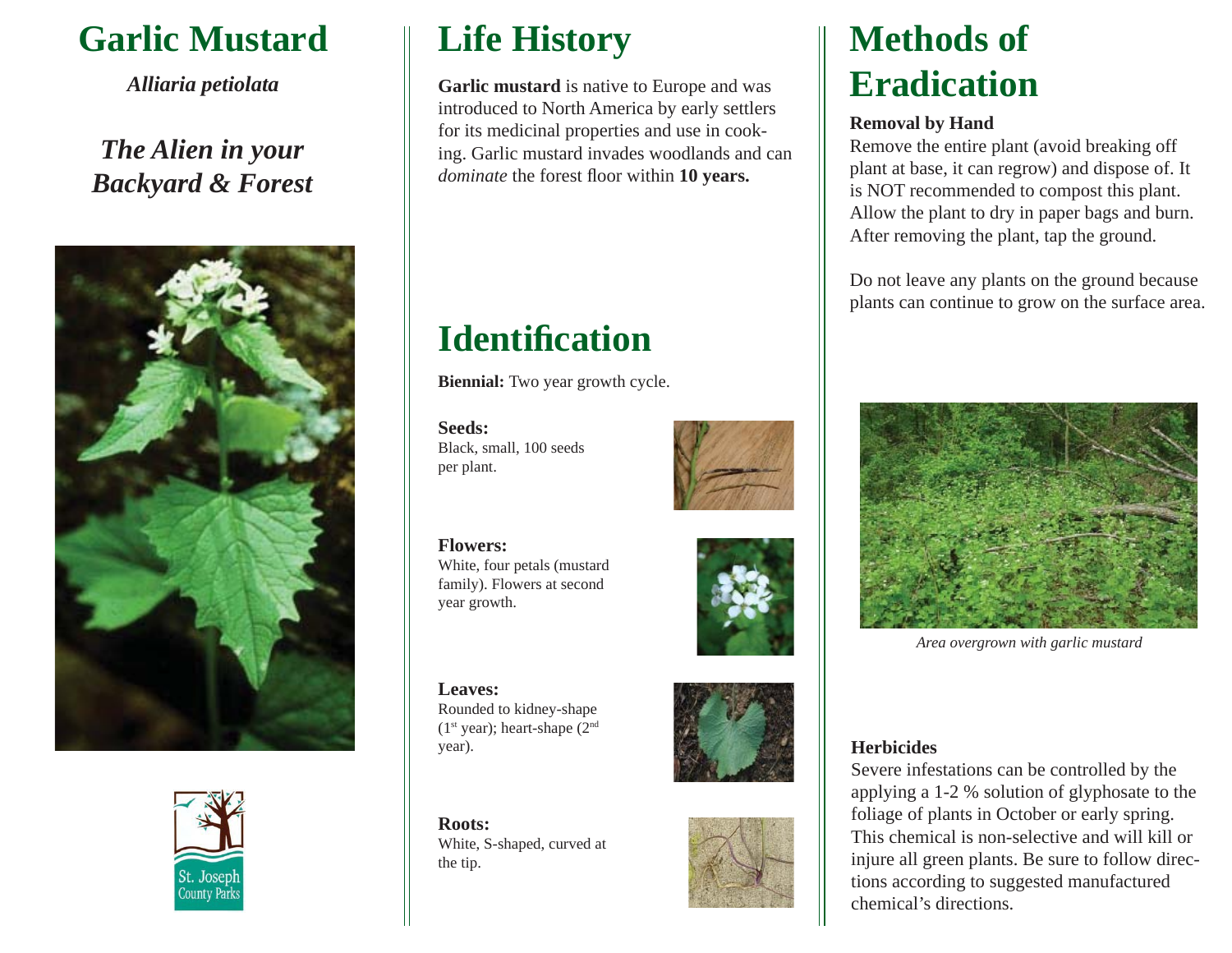# Garlic Mustard

***Alliaria petiolata***

## *The Alien in your Backyard & Forest*

St. Joseph County Parks

# Life History

**Garlic mustard** is native to Europe and was introduced to North America by early settlers for its medicinal properties and use in cooking. Garlic mustard invades woodlands and can *dominate* the forest floor within **10 years.**

# Identification

**Biennial:** Two year growth cycle.

**Seeds:**
Black, small, 100 seeds per plant.

**Flowers:**
White, four petals (mustard family). Flowers at second year growth.

**Leaves:**
Rounded to kidney-shape (1st year); heart-shape (2nd year).

**Roots:**
White, S-shaped, curved at the tip.

# Methods of Eradication

**Removal by Hand**
Remove the entire plant (avoid breaking off plant at base, it can regrow) and dispose of. It is NOT recommended to compost this plant. Allow the plant to dry in paper bags and burn. After removing the plant, tap the ground.

Do not leave any plants on the ground because plants can continue to grow on the surface area.

*Area overgrown with garlic mustard*

**Herbicides**
Severe infestations can be controlled by the applying a 1-2 % solution of glyphosate to the foliage of plants in October or early spring. This chemical is non-selective and will kill or injure all green plants. Be sure to follow directions according to suggested manufactured chemical's directions.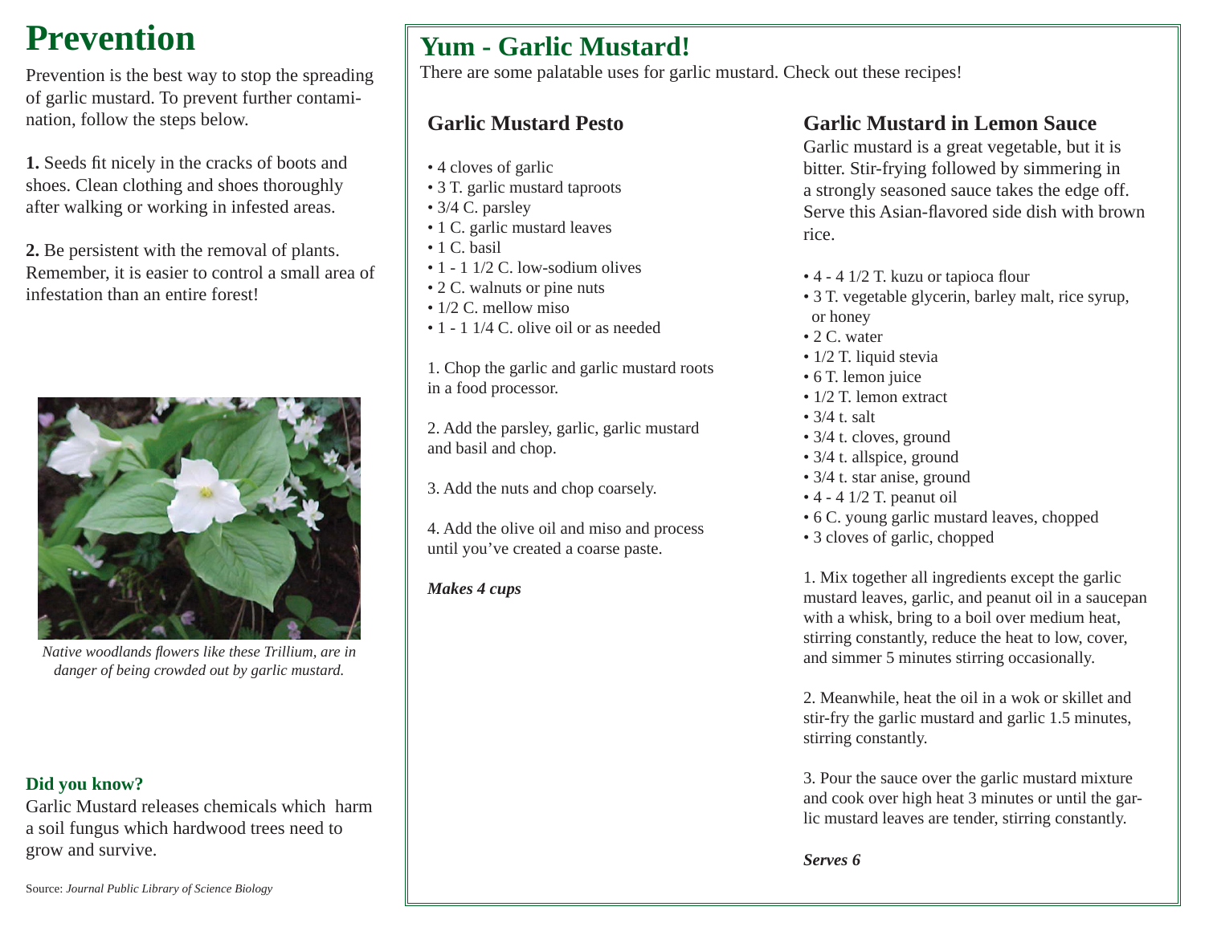# Prevention

Prevention is the best way to stop the spreading of garlic mustard. To prevent further contamination, follow the steps below.

**1.** Seeds fit nicely in the cracks of boots and shoes. Clean clothing and shoes thoroughly after walking or working in infested areas.

**2.** Be persistent with the removal of plants. Remember, it is easier to control a small area of infestation than an entire forest!

*Native woodlands flowers like these Trillium, are in danger of being crowded out by garlic mustard.*

### Did you know?

Garlic Mustard releases chemicals which harm a soil fungus which hardwood trees need to grow and survive.

Source: *Journal Public Library of Science Biology*

# Yum - Garlic Mustard!

There are some palatable uses for garlic mustard. Check out these recipes!

## Garlic Mustard Pesto

- 4 cloves of garlic
- 3 T. garlic mustard taproots
- 3/4 C. parsley
- 1 C. garlic mustard leaves
- 1 C. basil
- 1 - 1 1/2 C. low-sodium olives
- 2 C. walnuts or pine nuts
- 1/2 C. mellow miso
- 1 - 1 1/4 C. olive oil or as needed

1. Chop the garlic and garlic mustard roots in a food processor.

2. Add the parsley, garlic, garlic mustard and basil and chop.

3. Add the nuts and chop coarsely.

4. Add the olive oil and miso and process until you've created a coarse paste.

***Makes 4 cups***

## Garlic Mustard in Lemon Sauce

Garlic mustard is a great vegetable, but it is bitter. Stir-frying followed by simmering in a strongly seasoned sauce takes the edge off. Serve this Asian-flavored side dish with brown rice.

- 4 - 4 1/2 T. kuzu or tapioca flour
- 3 T. vegetable glycerin, barley malt, rice syrup, or honey
- 2 C. water
- 1/2 T. liquid stevia
- 6 T. lemon juice
- 1/2 T. lemon extract
- 3/4 t. salt
- 3/4 t. cloves, ground
- 3/4 t. allspice, ground
- 3/4 t. star anise, ground
- 4 - 4 1/2 T. peanut oil
- 6 C. young garlic mustard leaves, chopped
- 3 cloves of garlic, chopped

1. Mix together all ingredients except the garlic mustard leaves, garlic, and peanut oil in a saucepan with a whisk, bring to a boil over medium heat, stirring constantly, reduce the heat to low, cover, and simmer 5 minutes stirring occasionally.

2. Meanwhile, heat the oil in a wok or skillet and stir-fry the garlic mustard and garlic 1.5 minutes, stirring constantly.

3. Pour the sauce over the garlic mustard mixture and cook over high heat 3 minutes or until the garlic mustard leaves are tender, stirring constantly.

***Serves 6***